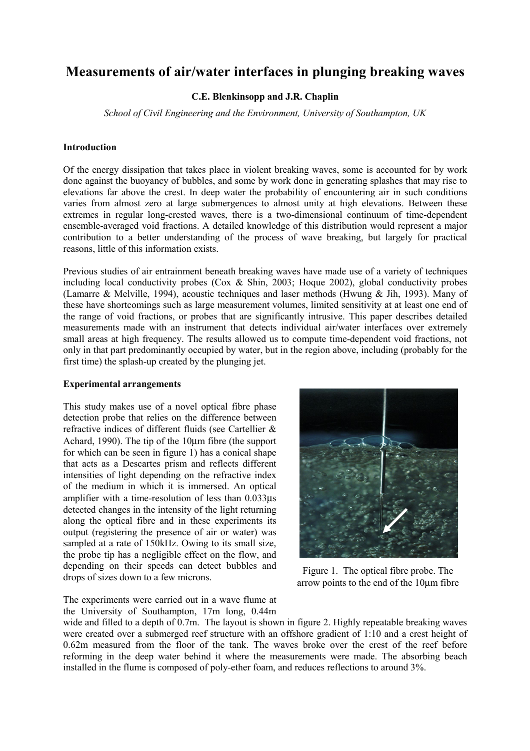# Measurements of air/water interfaces in plunging breaking waves

**C.E. Blenkinsopp and J.R. Chaplin**

*School of Civil Engineering and the Environment, University of Southampton, UK*

## Introduction

Of the energy dissipation that takes place in violent breaking waves, some is accounted for by work done against the buoyancy of bubbles, and some by work done in generating splashes that may rise to elevations far above the crest. In deep water the probability of encountering air in such conditions varies from almost zero at large submergences to almost unity at high elevations. Between these extremes in regular long-crested waves, there is a two-dimensional continuum of time-dependent ensemble-averaged void fractions. A detailed knowledge of this distribution would represent a major contribution to a better understanding of the process of wave breaking, but largely for practical reasons, little of this information exists.

Previous studies of air entrainment beneath breaking waves have made use of a variety of techniques including local conductivity probes (Cox & Shin, 2003; Hoque 2002), global conductivity probes (Lamarre & Melville, 1994), acoustic techniques and laser methods (Hwung & Jih, 1993). Many of these have shortcomings such as large measurement volumes, limited sensitivity at at least one end of the range of void fractions, or probes that are significantly intrusive. This paper describes detailed measurements made with an instrument that detects individual air/water interfaces over extremely small areas at high frequency. The results allowed us to compute time-dependent void fractions, not only in that part predominantly occupied by water, but in the region above, including (probably for the first time) the splash-up created by the plunging jet.

## Experimental arrangements

This study makes use of a novel optical fibre phase detection probe that relies on the difference between refractive indices of different fluids (see Cartellier & Achard, 1990). The tip of the 10μm fibre (the support for which can be seen in figure 1) has a conical shape that acts as a Descartes prism and reflects different intensities of light depending on the refractive index of the medium in which it is immersed. An optical amplifier with a time-resolution of less than 0.033μs detected changes in the intensity of the light returning along the optical fibre and in these experiments its output (registering the presence of air or water) was sampled at a rate of 150kHz. Owing to its small size, the probe tip has a negligible effect on the flow, and depending on their speeds can detect bubbles and drops of sizes down to a few microns.

Figure 1. The optical fibre probe. The arrow points to the end of the 10μm fibre

The experiments were carried out in a wave flume at the University of Southampton, 17m long, 0.44m wide and filled to a depth of 0.7m. The layout is shown in figure 2. Highly repeatable breaking waves were created over a submerged reef structure with an offshore gradient of 1:10 and a crest height of 0.62m measured from the floor of the tank. The waves broke over the crest of the reef before reforming in the deep water behind it where the measurements were made. The absorbing beach installed in the flume is composed of poly-ether foam, and reduces reflections to around 3%.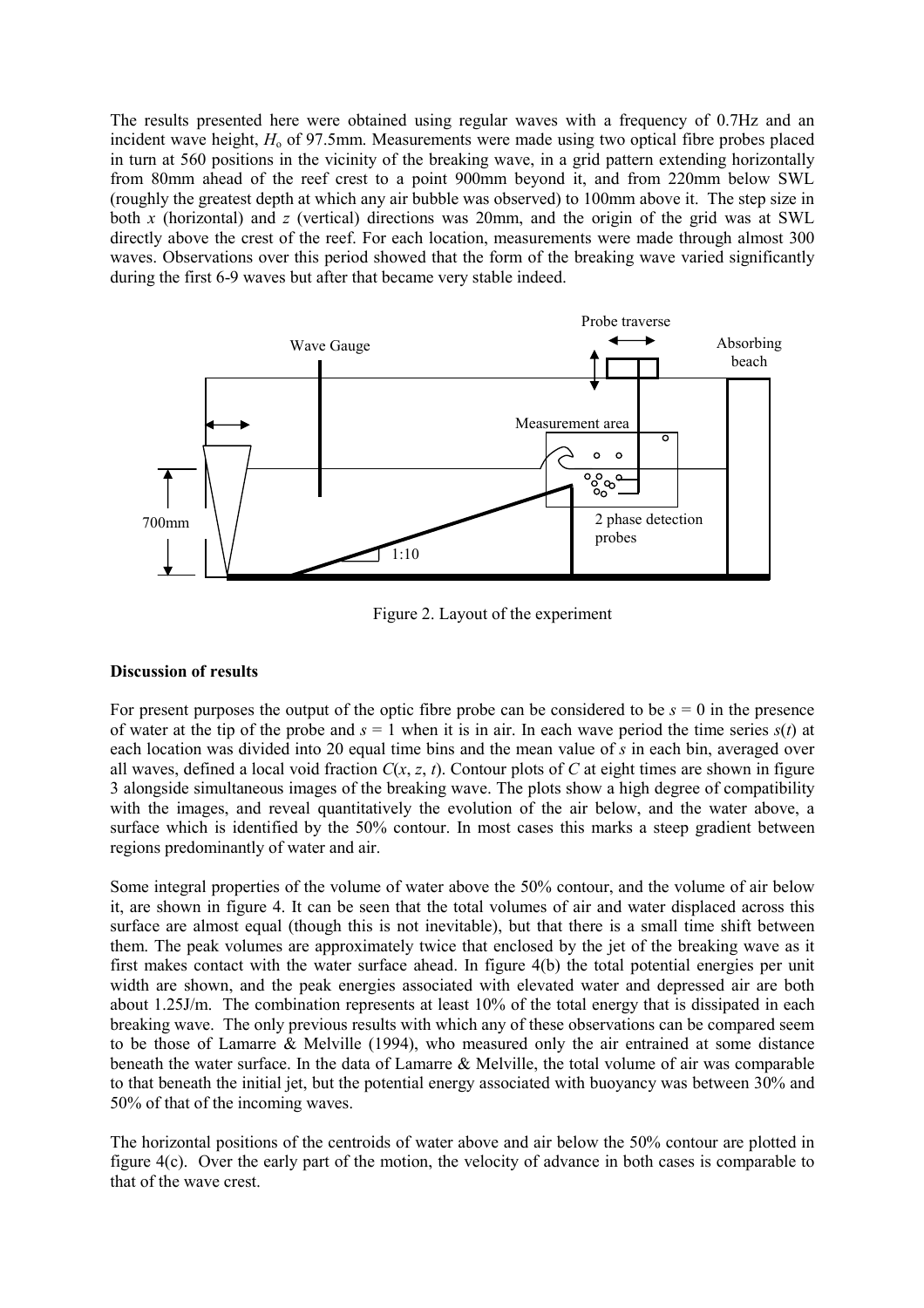The results presented here were obtained using regular waves with a frequency of 0.7Hz and an incident wave height, $H_o$ of 97.5mm. Measurements were made using two optical fibre probes placed in turn at 560 positions in the vicinity of the breaking wave, in a grid pattern extending horizontally from 80mm ahead of the reef crest to a point 900mm beyond it, and from 220mm below SWL (roughly the greatest depth at which any air bubble was observed) to 100mm above it. The step size in both *x* (horizontal) and *z* (vertical) directions was 20mm, and the origin of the grid was at SWL directly above the crest of the reef. For each location, measurements were made through almost 300 waves. Observations over this period showed that the form of the breaking wave varied significantly during the first 6-9 waves but after that became very stable indeed.

Probe traverse

Wave Gauge

Absorbing beach

Measurement area

700mm

2 phase detection probes

1:10

Figure 2. Layout of the experiment

**Discussion of results**

For present purposes the output of the optic fibre probe can be considered to be $s = 0$ in the presence of water at the tip of the probe and $s = 1$ when it is in air. In each wave period the time series $s(t)$ at each location was divided into 20 equal time bins and the mean value of *s* in each bin, averaged over all waves, defined a local void fraction $C(x, z, t)$. Contour plots of *C* at eight times are shown in figure 3 alongside simultaneous images of the breaking wave. The plots show a high degree of compatibility with the images, and reveal quantitatively the evolution of the air below, and the water above, a surface which is identified by the 50% contour. In most cases this marks a steep gradient between regions predominantly of water and air.

Some integral properties of the volume of water above the 50% contour, and the volume of air below it, are shown in figure 4. It can be seen that the total volumes of air and water displaced across this surface are almost equal (though this is not inevitable), but that there is a small time shift between them. The peak volumes are approximately twice that enclosed by the jet of the breaking wave as it first makes contact with the water surface ahead. In figure 4(b) the total potential energies per unit width are shown, and the peak energies associated with elevated water and depressed air are both about 1.25J/m. The combination represents at least 10% of the total energy that is dissipated in each breaking wave. The only previous results with which any of these observations can be compared seem to be those of Lamarre & Melville (1994), who measured only the air entrained at some distance beneath the water surface. In the data of Lamarre & Melville, the total volume of air was comparable to that beneath the initial jet, but the potential energy associated with buoyancy was between 30% and 50% of that of the incoming waves.

The horizontal positions of the centroids of water above and air below the 50% contour are plotted in figure 4(c). Over the early part of the motion, the velocity of advance in both cases is comparable to that of the wave crest.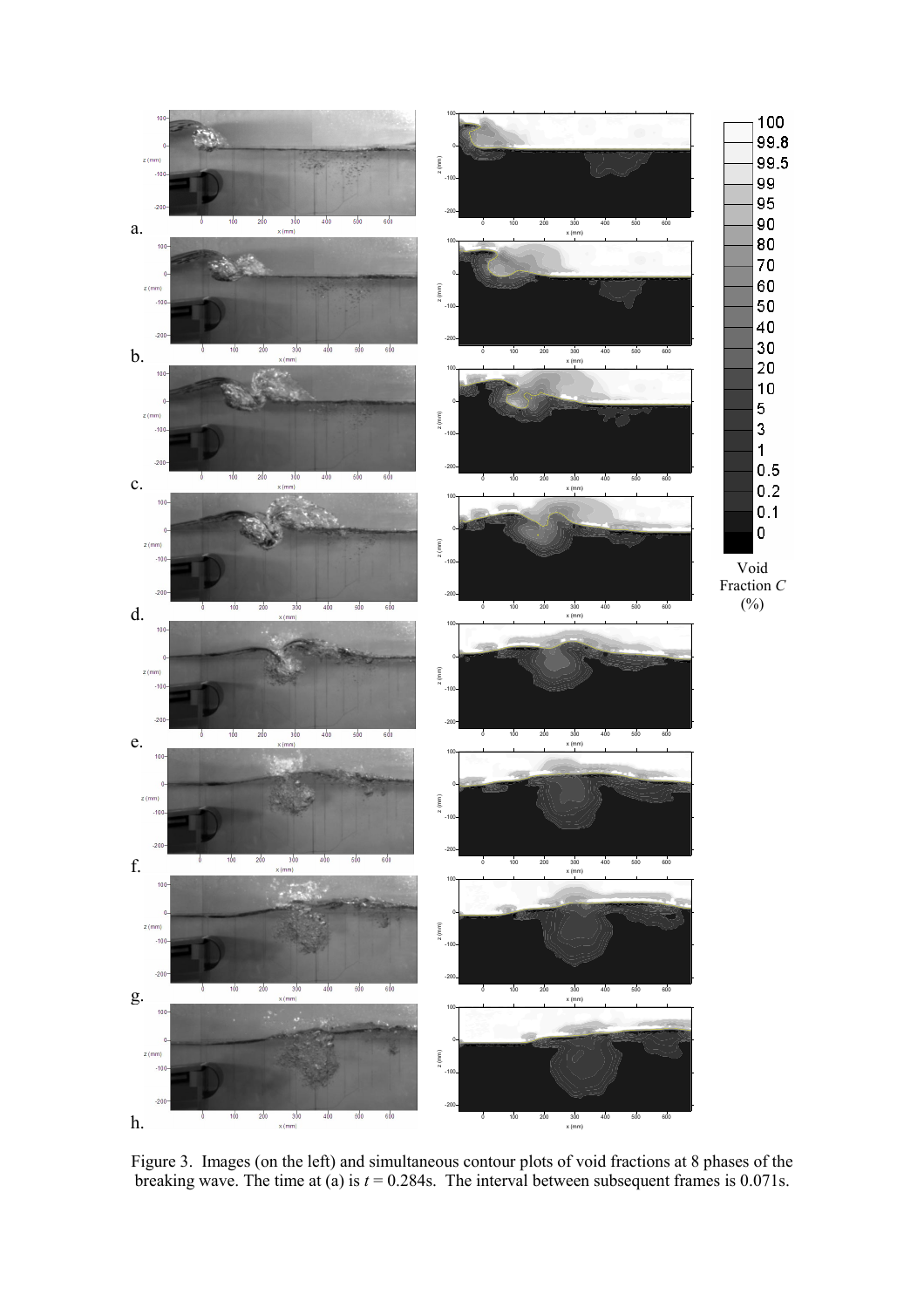a.

b.

c.

d.

e.

f.

g.

h.

100
99.8
99.5
99
95
90
80
70
60
50
40
30
20
10
5
3
1
0.5
0.2
0.1
0

Void Fraction $C$ (%)

Figure 3. Images (on the left) and simultaneous contour plots of void fractions at 8 phases of the breaking wave. The time at (a) is $t$ = 0.284s. The interval between subsequent frames is 0.071s.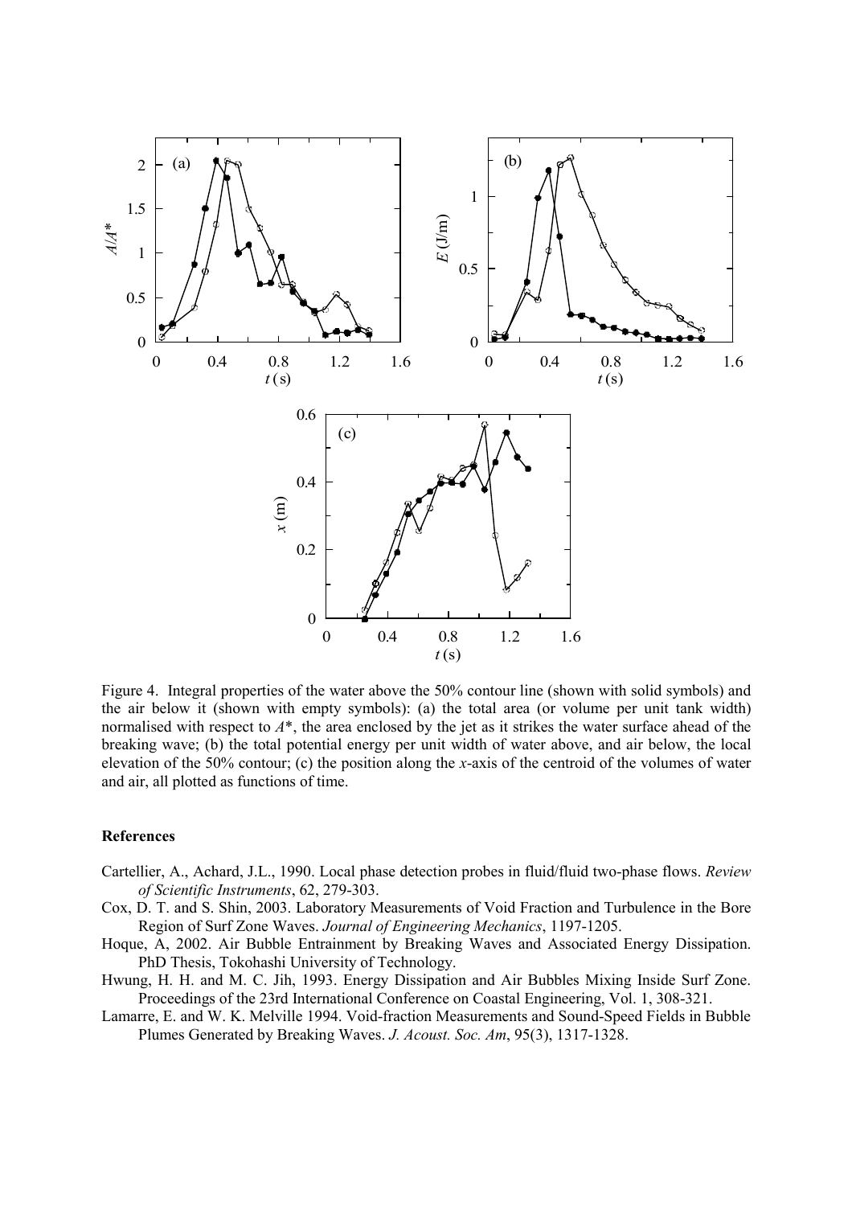(a)

$A/A^*$

2
1.5
1
0.5
0

0 0.4 0.8 1.2 1.6

$t$ (s)

(b)

$E$ (J/m)

1
0.5
0

0 0.4 0.8 1.2 1.6

$t$ (s)

(c)

$x$ (m)

0.6
0.4
0.2
0

0 0.4 0.8 1.2 1.6

$t$ (s)

Figure 4. Integral properties of the water above the 50% contour line (shown with solid symbols) and the air below it (shown with empty symbols): (a) the total area (or volume per unit tank width) normalised with respect to $A^*$, the area enclosed by the jet as it strikes the water surface ahead of the breaking wave; (b) the total potential energy per unit width of water above, and air below, the local elevation of the 50% contour; (c) the position along the $x$-axis of the centroid of the volumes of water and air, all plotted as functions of time.

**References**

Cartellier, A., Achard, J.L., 1990. Local phase detection probes in fluid/fluid two-phase flows. *Review of Scientific Instruments*, 62, 279-303.

Cox, D. T. and S. Shin, 2003. Laboratory Measurements of Void Fraction and Turbulence in the Bore Region of Surf Zone Waves. *Journal of Engineering Mechanics*, 1197-1205.

Hoque, A, 2002. Air Bubble Entrainment by Breaking Waves and Associated Energy Dissipation. PhD Thesis, Tokohashi University of Technology.

Hwung, H. H. and M. C. Jih, 1993. Energy Dissipation and Air Bubbles Mixing Inside Surf Zone. Proceedings of the 23rd International Conference on Coastal Engineering, Vol. 1, 308-321.

Lamarre, E. and W. K. Melville 1994. Void-fraction Measurements and Sound-Speed Fields in Bubble Plumes Generated by Breaking Waves. *J. Acoust. Soc. Am*, 95(3), 1317-1328.